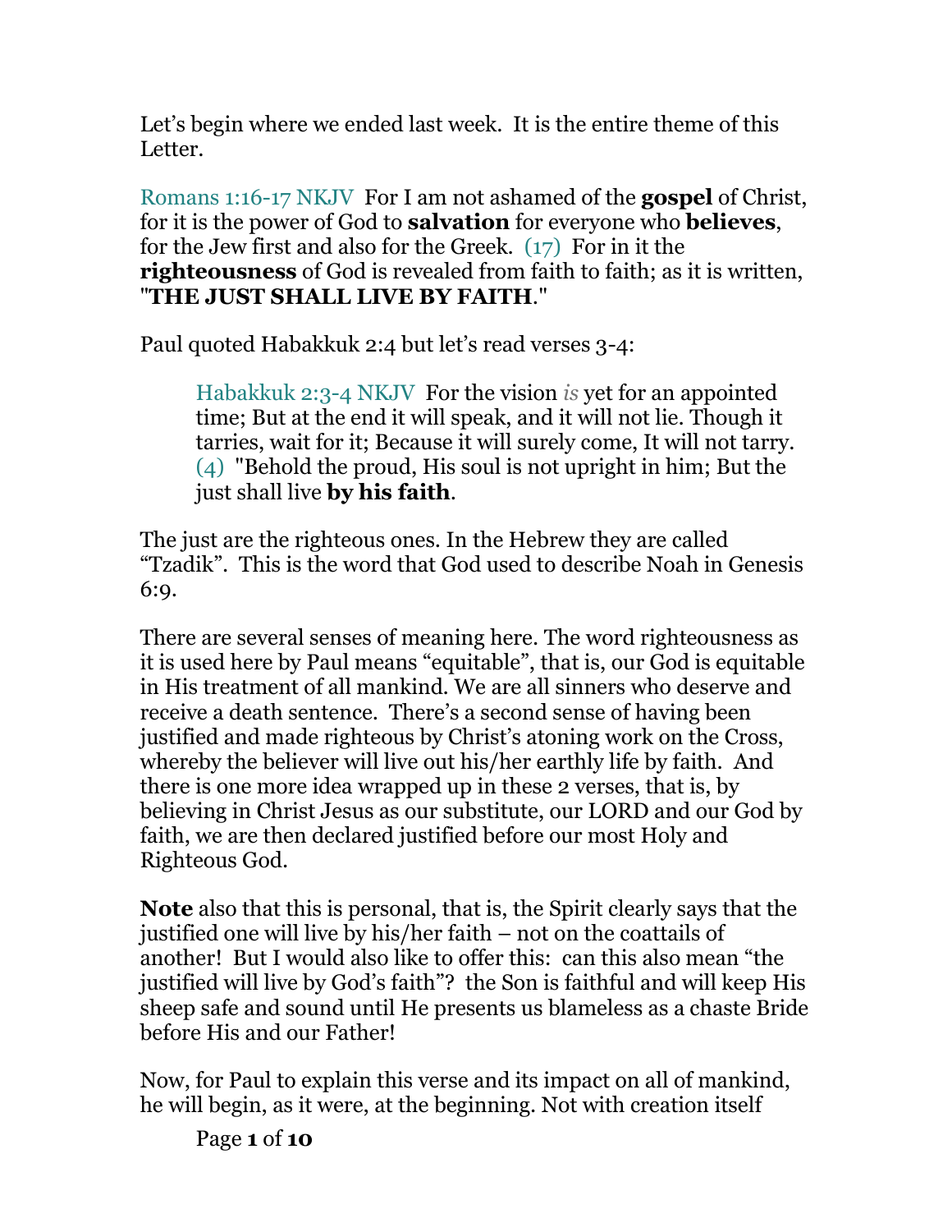Let's begin where we ended last week. It is the entire theme of this Letter.

Romans 1:16-17 NKJV For I am not ashamed of the **gospel** of Christ, for it is the power of God to **salvation** for everyone who **believes**, for the Jew first and also for the Greek. (17) For in it the **righteousness** of God is revealed from faith to faith; as it is written, "**THE JUST SHALL LIVE BY FAITH**."

Paul quoted Habakkuk 2:4 but let's read verses 3-4:

> Habakkuk 2:3-4 NKJV For the vision *is* yet for an appointed time; But at the end it will speak, and it will not lie. Though it tarries, wait for it; Because it will surely come, It will not tarry. (4) "Behold the proud, His soul is not upright in him; But the just shall live **by his faith**.

The just are the righteous ones. In the Hebrew they are called "Tzadik". This is the word that God used to describe Noah in Genesis 6:9.

There are several senses of meaning here. The word righteousness as it is used here by Paul means "equitable", that is, our God is equitable in His treatment of all mankind. We are all sinners who deserve and receive a death sentence. There's a second sense of having been justified and made righteous by Christ's atoning work on the Cross, whereby the believer will live out his/her earthly life by faith. And there is one more idea wrapped up in these 2 verses, that is, by believing in Christ Jesus as our substitute, our LORD and our God by faith, we are then declared justified before our most Holy and Righteous God.

**Note** also that this is personal, that is, the Spirit clearly says that the justified one will live by his/her faith – not on the coattails of another! But I would also like to offer this: can this also mean "the justified will live by God's faith"? the Son is faithful and will keep His sheep safe and sound until He presents us blameless as a chaste Bride before His and our Father!

Now, for Paul to explain this verse and its impact on all of mankind, he will begin, as it were, at the beginning. Not with creation itself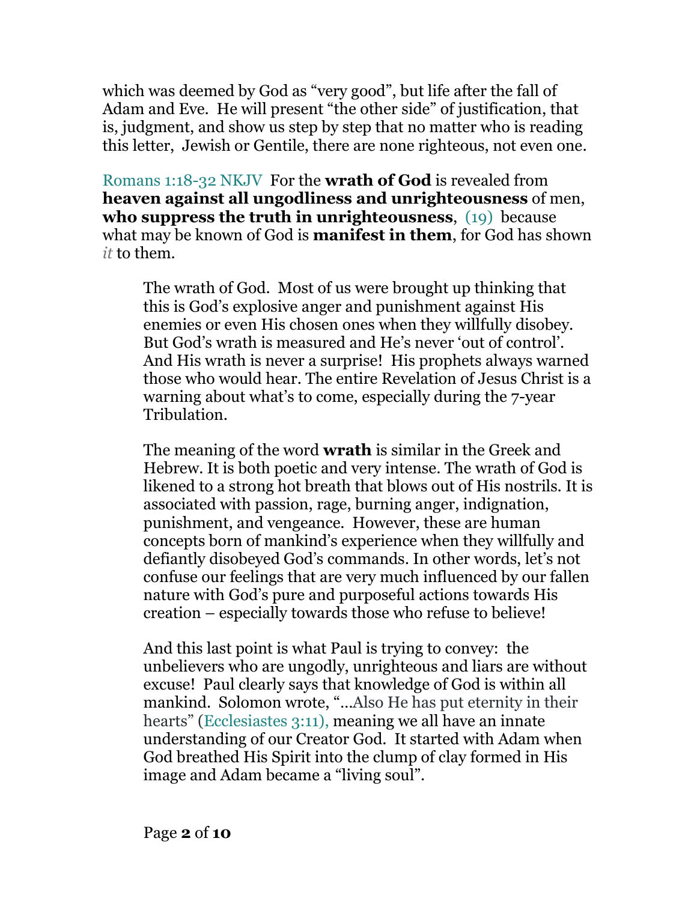which was deemed by God as "very good", but life after the fall of Adam and Eve. He will present "the other side" of justification, that is, judgment, and show us step by step that no matter who is reading this letter, Jewish or Gentile, there are none righteous, not even one.

Romans 1:18-32 NKJV For the **wrath of God** is revealed from **heaven against all ungodliness and unrighteousness** of men, **who suppress the truth in unrighteousness**, (19) because what may be known of God is **manifest in them**, for God has shown *it* to them.

> The wrath of God. Most of us were brought up thinking that this is God's explosive anger and punishment against His enemies or even His chosen ones when they willfully disobey. But God's wrath is measured and He's never 'out of control'. And His wrath is never a surprise! His prophets always warned those who would hear. The entire Revelation of Jesus Christ is a warning about what's to come, especially during the 7-year Tribulation.
>
> The meaning of the word **wrath** is similar in the Greek and Hebrew. It is both poetic and very intense. The wrath of God is likened to a strong hot breath that blows out of His nostrils. It is associated with passion, rage, burning anger, indignation, punishment, and vengeance. However, these are human concepts born of mankind's experience when they willfully and defiantly disobeyed God's commands. In other words, let's not confuse our feelings that are very much influenced by our fallen nature with God's pure and purposeful actions towards His creation – especially towards those who refuse to believe!
>
> And this last point is what Paul is trying to convey: the unbelievers who are ungodly, unrighteous and liars are without excuse! Paul clearly says that knowledge of God is within all mankind. Solomon wrote, "...Also He has put eternity in their hearts" (Ecclesiastes 3:11), meaning we all have an innate understanding of our Creator God. It started with Adam when God breathed His Spirit into the clump of clay formed in His image and Adam became a "living soul".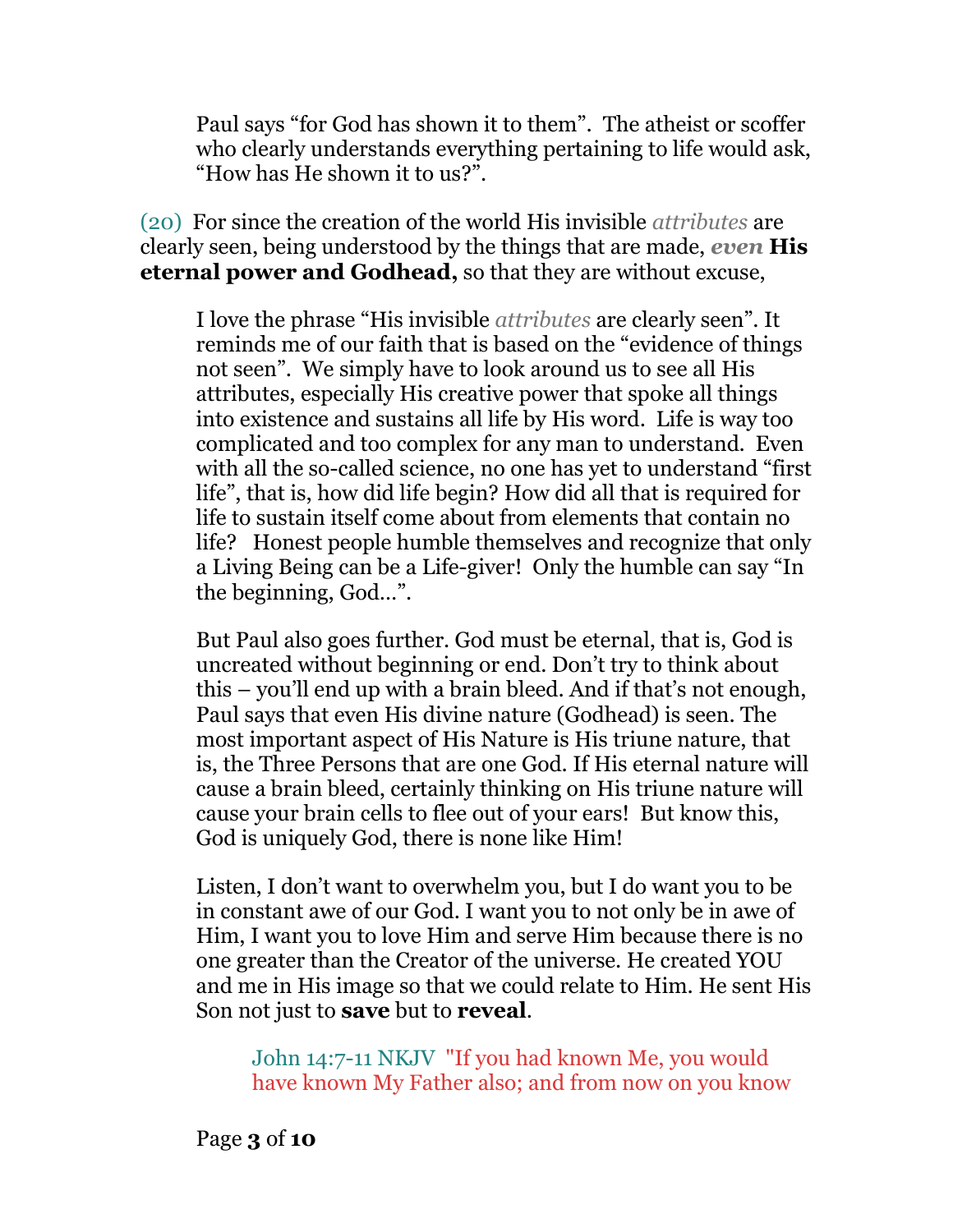Paul says "for God has shown it to them". The atheist or scoffer who clearly understands everything pertaining to life would ask, "How has He shown it to us?".

(20) For since the creation of the world His invisible *attributes* are clearly seen, being understood by the things that are made, ***even*** **His eternal power and Godhead,** so that they are without excuse,

I love the phrase "His invisible *attributes* are clearly seen". It reminds me of our faith that is based on the "evidence of things not seen". We simply have to look around us to see all His attributes, especially His creative power that spoke all things into existence and sustains all life by His word. Life is way too complicated and too complex for any man to understand. Even with all the so-called science, no one has yet to understand "first life", that is, how did life begin? How did all that is required for life to sustain itself come about from elements that contain no life? Honest people humble themselves and recognize that only a Living Being can be a Life-giver! Only the humble can say "In the beginning, God…".

But Paul also goes further. God must be eternal, that is, God is uncreated without beginning or end. Don't try to think about this – you'll end up with a brain bleed. And if that's not enough, Paul says that even His divine nature (Godhead) is seen. The most important aspect of His Nature is His triune nature, that is, the Three Persons that are one God. If His eternal nature will cause a brain bleed, certainly thinking on His triune nature will cause your brain cells to flee out of your ears! But know this, God is uniquely God, there is none like Him!

Listen, I don't want to overwhelm you, but I do want you to be in constant awe of our God. I want you to not only be in awe of Him, I want you to love Him and serve Him because there is no one greater than the Creator of the universe. He created YOU and me in His image so that we could relate to Him. He sent His Son not just to **save** but to **reveal**.

> John 14:7-11 NKJV "If you had known Me, you would have known My Father also; and from now on you know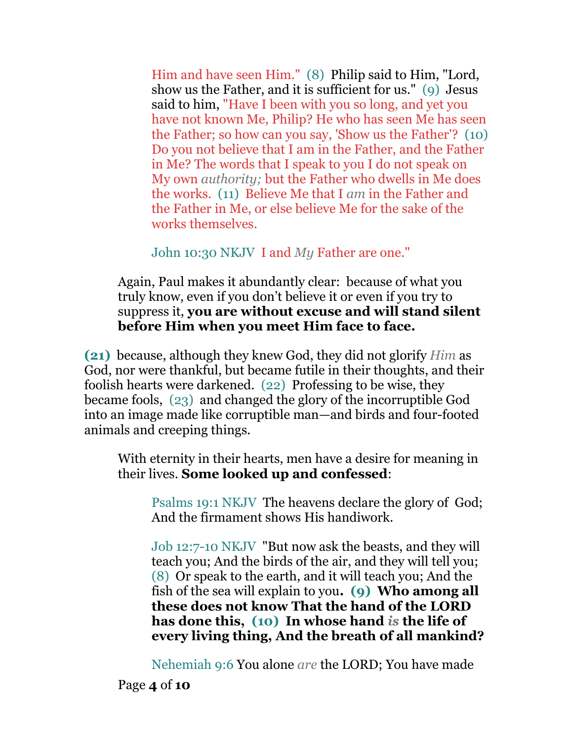Him and have seen Him." (8) Philip said to Him, "Lord, show us the Father, and it is sufficient for us." (9) Jesus said to him, "Have I been with you so long, and yet you have not known Me, Philip? He who has seen Me has seen the Father; so how can you say, 'Show us the Father'? (10) Do you not believe that I am in the Father, and the Father in Me? The words that I speak to you I do not speak on My own *authority;* but the Father who dwells in Me does the works. (11) Believe Me that I *am* in the Father and the Father in Me, or else believe Me for the sake of the works themselves.

John 10:30 NKJV I and *My* Father are one."

Again, Paul makes it abundantly clear: because of what you truly know, even if you don't believe it or even if you try to suppress it, **you are without excuse and will stand silent before Him when you meet Him face to face.**

**(21)** because, although they knew God, they did not glorify *Him* as God, nor were thankful, but became futile in their thoughts, and their foolish hearts were darkened. (22) Professing to be wise, they became fools, (23) and changed the glory of the incorruptible God into an image made like corruptible man—and birds and four-footed animals and creeping things.

With eternity in their hearts, men have a desire for meaning in their lives. **Some looked up and confessed**:

Psalms 19:1 NKJV The heavens declare the glory of God; And the firmament shows His handiwork.

Job 12:7-10 NKJV "But now ask the beasts, and they will teach you; And the birds of the air, and they will tell you; (8) Or speak to the earth, and it will teach you; And the fish of the sea will explain to you**. (9) Who among all these does not know That the hand of the LORD has done this, (10) In whose hand *is* the life of every living thing, And the breath of all mankind?**

Nehemiah 9:6 You alone *are* the LORD; You have made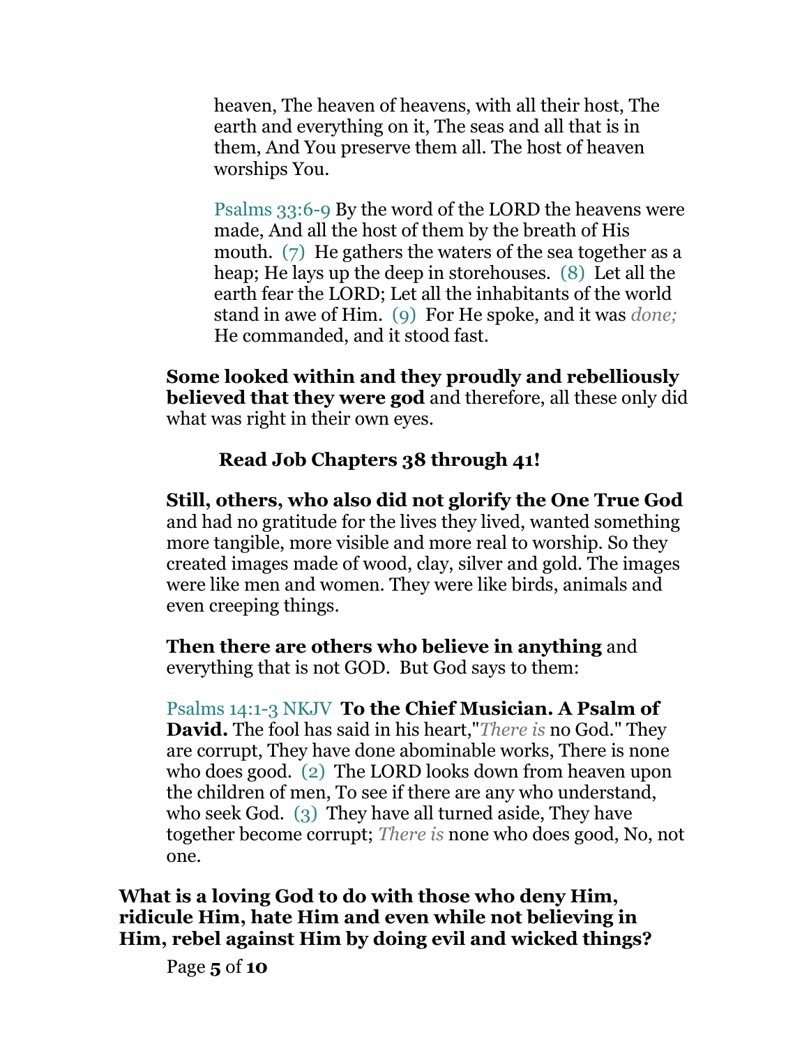heaven, The heaven of heavens, with all their host, The earth and everything on it, The seas and all that is in them, And You preserve them all. The host of heaven worships You.

Psalms 33:6-9 By the word of the LORD the heavens were made, And all the host of them by the breath of His mouth. (7) He gathers the waters of the sea together as a heap; He lays up the deep in storehouses. (8) Let all the earth fear the LORD; Let all the inhabitants of the world stand in awe of Him. (9) For He spoke, and it was *done;* He commanded, and it stood fast.

**Some looked within and they proudly and rebelliously believed that they were god** and therefore, all these only did what was right in their own eyes.

**Read Job Chapters 38 through 41!**

**Still, others, who also did not glorify the One True God** and had no gratitude for the lives they lived, wanted something more tangible, more visible and more real to worship. So they created images made of wood, clay, silver and gold. The images were like men and women. They were like birds, animals and even creeping things.

**Then there are others who believe in anything** and everything that is not GOD. But God says to them:

Psalms 14:1-3 NKJV **To the Chief Musician. A Psalm of David.** The fool has said in his heart,"*There is* no God." They are corrupt, They have done abominable works, There is none who does good. (2) The LORD looks down from heaven upon the children of men, To see if there are any who understand, who seek God. (3) They have all turned aside, They have together become corrupt; *There is* none who does good, No, not one.

**What is a loving God to do with those who deny Him, ridicule Him, hate Him and even while not believing in Him, rebel against Him by doing evil and wicked things?**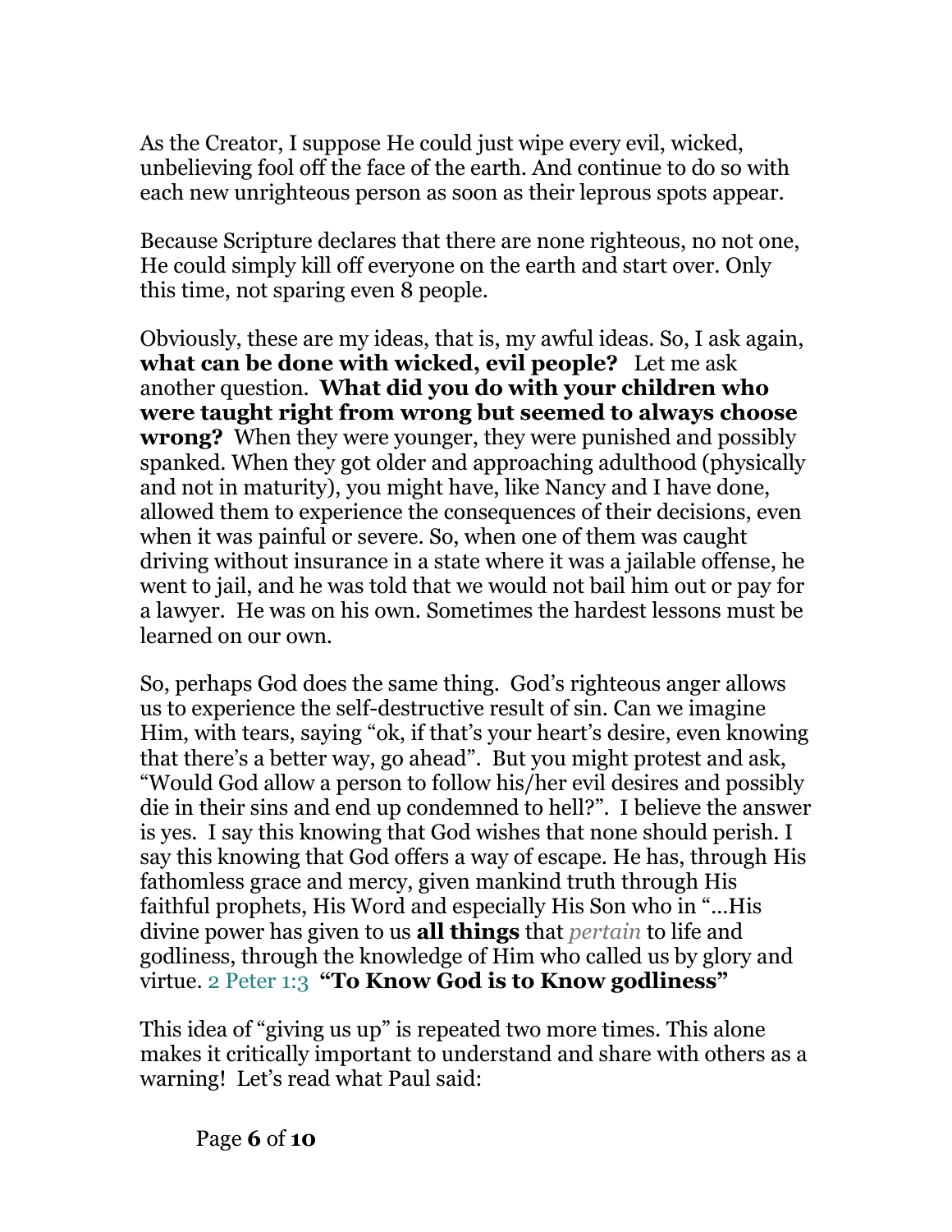As the Creator, I suppose He could just wipe every evil, wicked, unbelieving fool off the face of the earth. And continue to do so with each new unrighteous person as soon as their leprous spots appear.

Because Scripture declares that there are none righteous, no not one, He could simply kill off everyone on the earth and start over. Only this time, not sparing even 8 people.

Obviously, these are my ideas, that is, my awful ideas. So, I ask again, **what can be done with wicked, evil people?** Let me ask another question. **What did you do with your children who were taught right from wrong but seemed to always choose wrong?** When they were younger, they were punished and possibly spanked. When they got older and approaching adulthood (physically and not in maturity), you might have, like Nancy and I have done, allowed them to experience the consequences of their decisions, even when it was painful or severe. So, when one of them was caught driving without insurance in a state where it was a jailable offense, he went to jail, and he was told that we would not bail him out or pay for a lawyer. He was on his own. Sometimes the hardest lessons must be learned on our own.

So, perhaps God does the same thing. God's righteous anger allows us to experience the self-destructive result of sin. Can we imagine Him, with tears, saying "ok, if that's your heart's desire, even knowing that there's a better way, go ahead". But you might protest and ask, "Would God allow a person to follow his/her evil desires and possibly die in their sins and end up condemned to hell?". I believe the answer is yes. I say this knowing that God wishes that none should perish. I say this knowing that God offers a way of escape. He has, through His fathomless grace and mercy, given mankind truth through His faithful prophets, His Word and especially His Son who in "…His divine power has given to us **all things** that *pertain* to life and godliness, through the knowledge of Him who called us by glory and virtue. 2 Peter 1:3 **"To Know God is to Know godliness"**

This idea of "giving us up" is repeated two more times. This alone makes it critically important to understand and share with others as a warning! Let's read what Paul said: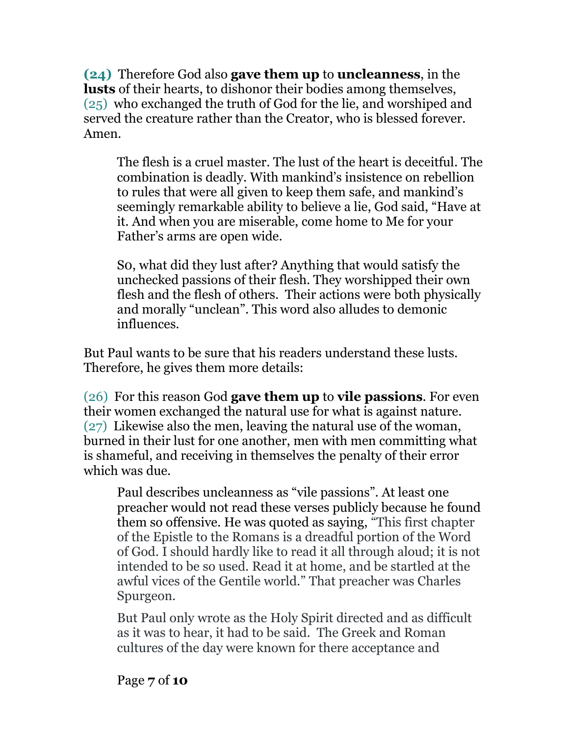**(24)** Therefore God also **gave them up** to **uncleanness**, in the **lusts** of their hearts, to dishonor their bodies among themselves, (25) who exchanged the truth of God for the lie, and worshiped and served the creature rather than the Creator, who is blessed forever. Amen.

> The flesh is a cruel master. The lust of the heart is deceitful. The combination is deadly. With mankind's insistence on rebellion to rules that were all given to keep them safe, and mankind's seemingly remarkable ability to believe a lie, God said, "Have at it. And when you are miserable, come home to Me for your Father's arms are open wide.
>
> So, what did they lust after? Anything that would satisfy the unchecked passions of their flesh. They worshipped their own flesh and the flesh of others. Their actions were both physically and morally "unclean". This word also alludes to demonic influences.

But Paul wants to be sure that his readers understand these lusts. Therefore, he gives them more details:

(26) For this reason God **gave them up** to **vile passions**. For even their women exchanged the natural use for what is against nature. (27) Likewise also the men, leaving the natural use of the woman, burned in their lust for one another, men with men committing what is shameful, and receiving in themselves the penalty of their error which was due.

> Paul describes uncleanness as "vile passions". At least one preacher would not read these verses publicly because he found them so offensive. He was quoted as saying, "This first chapter of the Epistle to the Romans is a dreadful portion of the Word of God. I should hardly like to read it all through aloud; it is not intended to be so used. Read it at home, and be startled at the awful vices of the Gentile world." That preacher was Charles Spurgeon.
>
> But Paul only wrote as the Holy Spirit directed and as difficult as it was to hear, it had to be said. The Greek and Roman cultures of the day were known for there acceptance and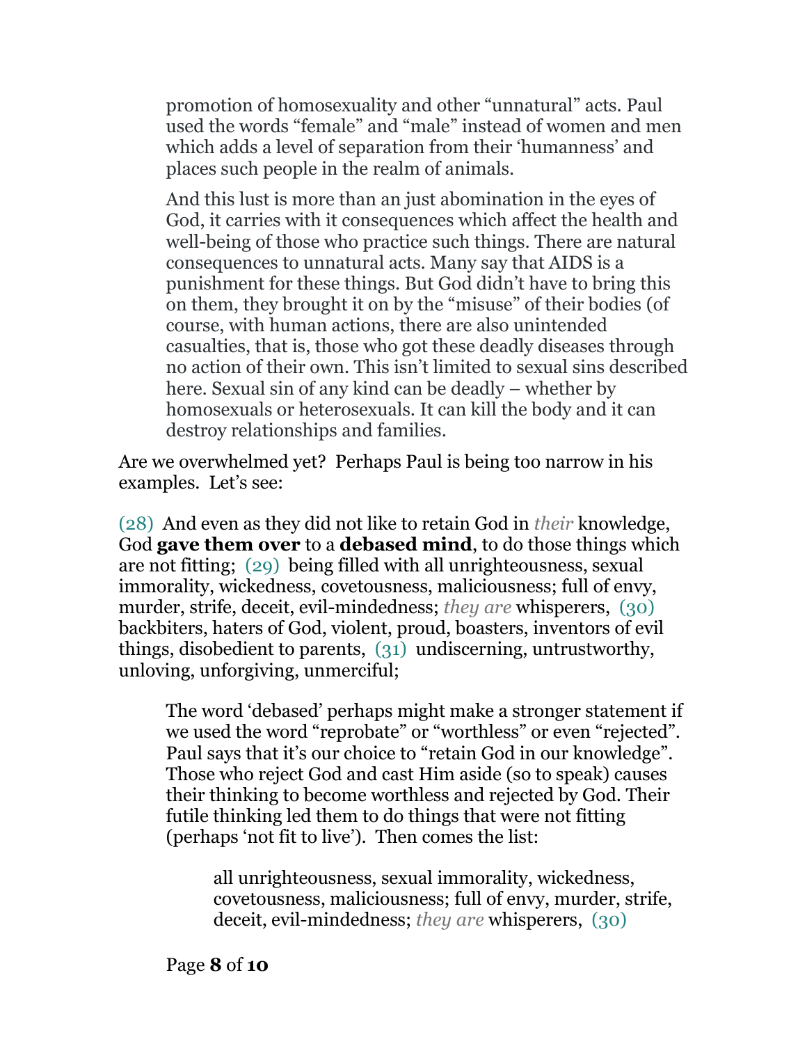> promotion of homosexuality and other "unnatural" acts. Paul used the words "female" and "male" instead of women and men which adds a level of separation from their 'humanness' and places such people in the realm of animals.
>
> And this lust is more than an just abomination in the eyes of God, it carries with it consequences which affect the health and well-being of those who practice such things. There are natural consequences to unnatural acts. Many say that AIDS is a punishment for these things. But God didn't have to bring this on them, they brought it on by the "misuse" of their bodies (of course, with human actions, there are also unintended casualties, that is, those who got these deadly diseases through no action of their own. This isn't limited to sexual sins described here. Sexual sin of any kind can be deadly – whether by homosexuals or heterosexuals. It can kill the body and it can destroy relationships and families.

Are we overwhelmed yet? Perhaps Paul is being too narrow in his examples. Let's see:

(28) And even as they did not like to retain God in *their* knowledge, God **gave them over** to a **debased mind**, to do those things which are not fitting; (29) being filled with all unrighteousness, sexual immorality, wickedness, covetousness, maliciousness; full of envy, murder, strife, deceit, evil-mindedness; *they are* whisperers, (30) backbiters, haters of God, violent, proud, boasters, inventors of evil things, disobedient to parents, (31) undiscerning, untrustworthy, unloving, unforgiving, unmerciful;

> The word 'debased' perhaps might make a stronger statement if we used the word "reprobate" or "worthless" or even "rejected". Paul says that it's our choice to "retain God in our knowledge". Those who reject God and cast Him aside (so to speak) causes their thinking to become worthless and rejected by God. Their futile thinking led them to do things that were not fitting (perhaps 'not fit to live'). Then comes the list:
>
> > all unrighteousness, sexual immorality, wickedness, covetousness, maliciousness; full of envy, murder, strife, deceit, evil-mindedness; *they are* whisperers, (30)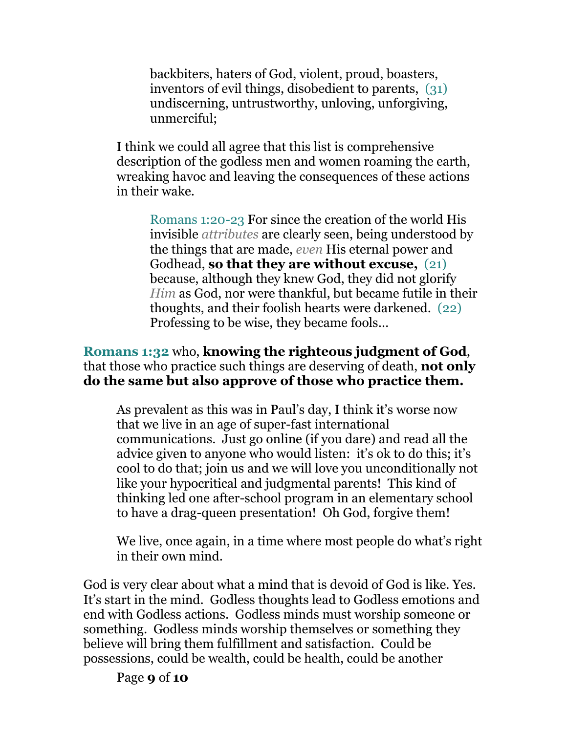> backbiters, haters of God, violent, proud, boasters, inventors of evil things, disobedient to parents, (31) undiscerning, untrustworthy, unloving, unforgiving, unmerciful;

I think we could all agree that this list is comprehensive description of the godless men and women roaming the earth, wreaking havoc and leaving the consequences of these actions in their wake.

> Romans 1:20-23 For since the creation of the world His invisible *attributes* are clearly seen, being understood by the things that are made, *even* His eternal power and Godhead, **so that they are without excuse,** (21) because, although they knew God, they did not glorify *Him* as God, nor were thankful, but became futile in their thoughts, and their foolish hearts were darkened. (22) Professing to be wise, they became fools…

**Romans 1:32** who, **knowing the righteous judgment of God**, that those who practice such things are deserving of death, **not only do the same but also approve of those who practice them.**

As prevalent as this was in Paul's day, I think it's worse now that we live in an age of super-fast international communications. Just go online (if you dare) and read all the advice given to anyone who would listen: it's ok to do this; it's cool to do that; join us and we will love you unconditionally not like your hypocritical and judgmental parents! This kind of thinking led one after-school program in an elementary school to have a drag-queen presentation! Oh God, forgive them!

We live, once again, in a time where most people do what's right in their own mind.

God is very clear about what a mind that is devoid of God is like. Yes. It's start in the mind. Godless thoughts lead to Godless emotions and end with Godless actions. Godless minds must worship someone or something. Godless minds worship themselves or something they believe will bring them fulfillment and satisfaction. Could be possessions, could be wealth, could be health, could be another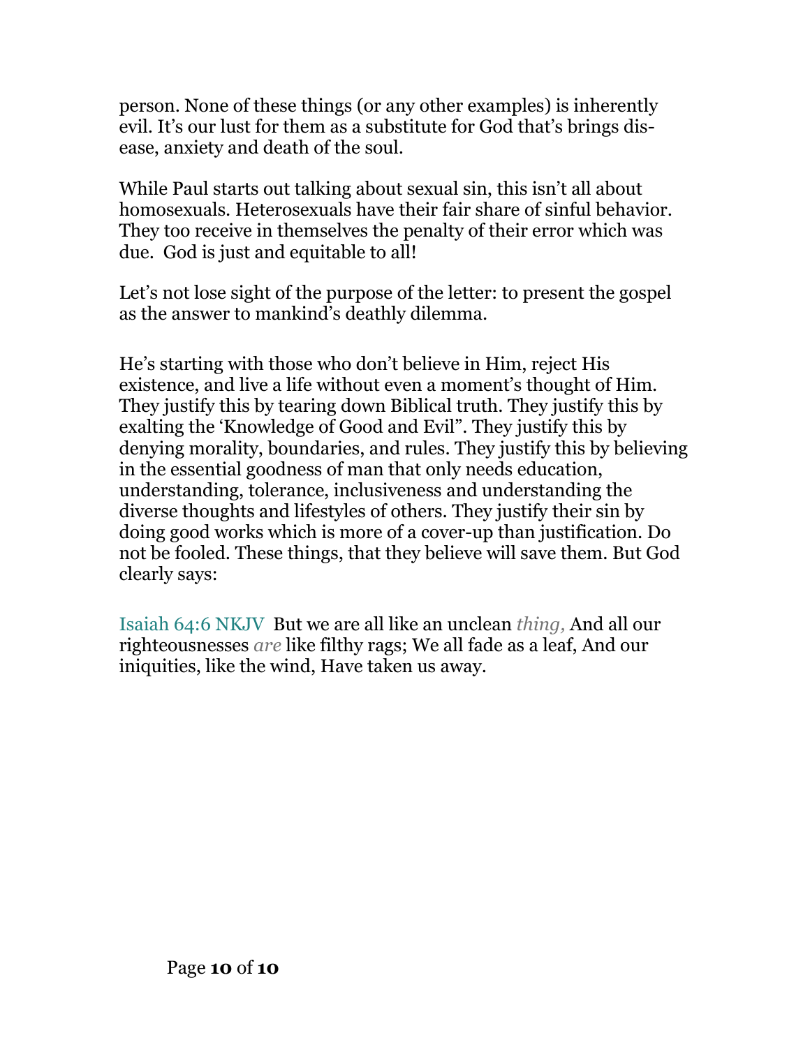person. None of these things (or any other examples) is inherently evil. It's our lust for them as a substitute for God that's brings disease, anxiety and death of the soul.

While Paul starts out talking about sexual sin, this isn't all about homosexuals. Heterosexuals have their fair share of sinful behavior. They too receive in themselves the penalty of their error which was due.  God is just and equitable to all!

Let's not lose sight of the purpose of the letter: to present the gospel as the answer to mankind's deathly dilemma.

He's starting with those who don't believe in Him, reject His existence, and live a life without even a moment's thought of Him. They justify this by tearing down Biblical truth. They justify this by exalting the 'Knowledge of Good and Evil". They justify this by denying morality, boundaries, and rules. They justify this by believing in the essential goodness of man that only needs education, understanding, tolerance, inclusiveness and understanding the diverse thoughts and lifestyles of others. They justify their sin by doing good works which is more of a cover-up than justification. Do not be fooled. These things, that they believe will save them. But God clearly says:

Isaiah 64:6 NKJV  But we are all like an unclean *thing,* And all our righteousnesses *are* like filthy rags; We all fade as a leaf, And our iniquities, like the wind, Have taken us away.